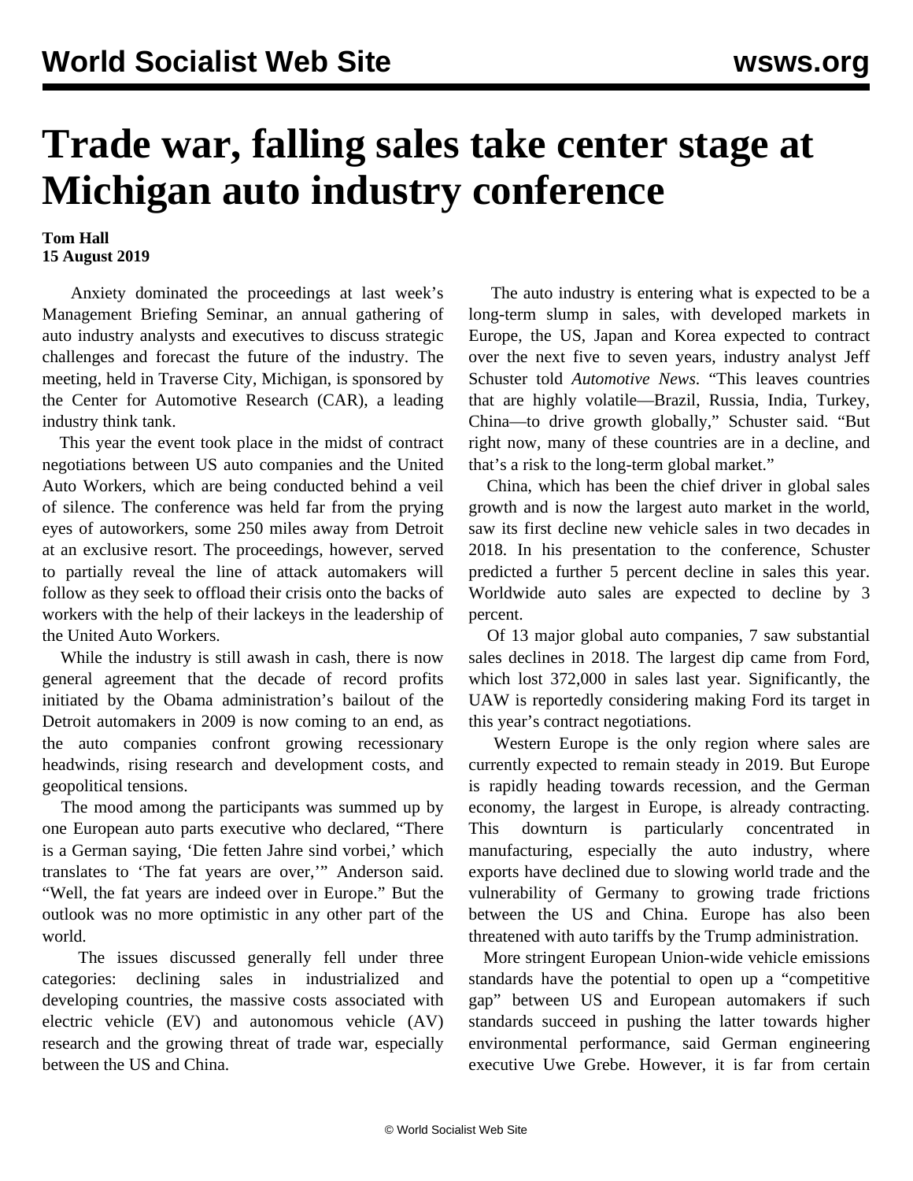# Trade war, falling sales take center stage at Michigan auto industry conference

**Tom Hall**
**15 August 2019**

Anxiety dominated the proceedings at last week's Management Briefing Seminar, an annual gathering of auto industry analysts and executives to discuss strategic challenges and forecast the future of the industry. The meeting, held in Traverse City, Michigan, is sponsored by the Center for Automotive Research (CAR), a leading industry think tank.

This year the event took place in the midst of contract negotiations between US auto companies and the United Auto Workers, which are being conducted behind a veil of silence. The conference was held far from the prying eyes of autoworkers, some 250 miles away from Detroit at an exclusive resort. The proceedings, however, served to partially reveal the line of attack automakers will follow as they seek to offload their crisis onto the backs of workers with the help of their lackeys in the leadership of the United Auto Workers.

While the industry is still awash in cash, there is now general agreement that the decade of record profits initiated by the Obama administration's bailout of the Detroit automakers in 2009 is now coming to an end, as the auto companies confront growing recessionary headwinds, rising research and development costs, and geopolitical tensions.

The mood among the participants was summed up by one European auto parts executive who declared, "There is a German saying, 'Die fetten Jahre sind vorbei,' which translates to 'The fat years are over,'" Anderson said. "Well, the fat years are indeed over in Europe." But the outlook was no more optimistic in any other part of the world.

The issues discussed generally fell under three categories: declining sales in industrialized and developing countries, the massive costs associated with electric vehicle (EV) and autonomous vehicle (AV) research and the growing threat of trade war, especially between the US and China.

The auto industry is entering what is expected to be a long-term slump in sales, with developed markets in Europe, the US, Japan and Korea expected to contract over the next five to seven years, industry analyst Jeff Schuster told *Automotive News*. "This leaves countries that are highly volatile—Brazil, Russia, India, Turkey, China—to drive growth globally," Schuster said. "But right now, many of these countries are in a decline, and that's a risk to the long-term global market."

China, which has been the chief driver in global sales growth and is now the largest auto market in the world, saw its first decline new vehicle sales in two decades in 2018. In his presentation to the conference, Schuster predicted a further 5 percent decline in sales this year. Worldwide auto sales are expected to decline by 3 percent.

Of 13 major global auto companies, 7 saw substantial sales declines in 2018. The largest dip came from Ford, which lost 372,000 in sales last year. Significantly, the UAW is reportedly considering making Ford its target in this year's contract negotiations.

Western Europe is the only region where sales are currently expected to remain steady in 2019. But Europe is rapidly heading towards recession, and the German economy, the largest in Europe, is already contracting. This downturn is particularly concentrated in manufacturing, especially the auto industry, where exports have declined due to slowing world trade and the vulnerability of Germany to growing trade frictions between the US and China. Europe has also been threatened with auto tariffs by the Trump administration.

More stringent European Union-wide vehicle emissions standards have the potential to open up a "competitive gap" between US and European automakers if such standards succeed in pushing the latter towards higher environmental performance, said German engineering executive Uwe Grebe. However, it is far from certain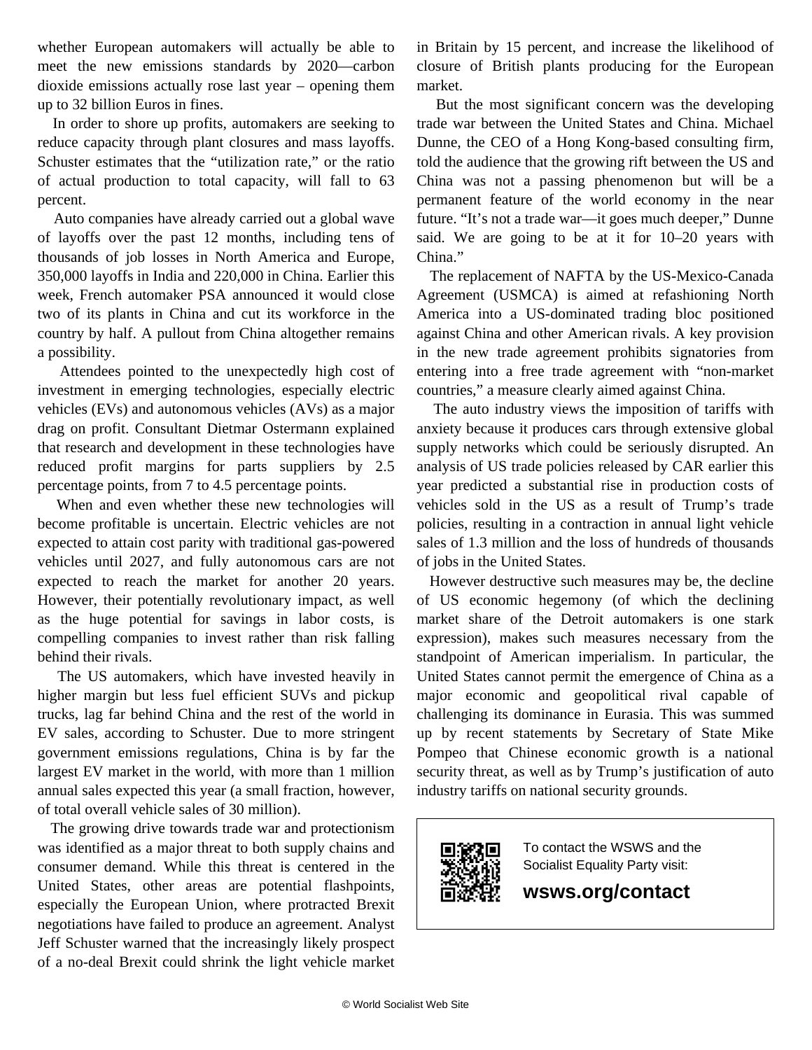whether European automakers will actually be able to meet the new emissions standards by 2020—carbon dioxide emissions actually rose last year – opening them up to 32 billion Euros in fines.

In order to shore up profits, automakers are seeking to reduce capacity through plant closures and mass layoffs. Schuster estimates that the "utilization rate," or the ratio of actual production to total capacity, will fall to 63 percent.

Auto companies have already carried out a global wave of layoffs over the past 12 months, including tens of thousands of job losses in North America and Europe, 350,000 layoffs in India and 220,000 in China. Earlier this week, French automaker PSA announced it would close two of its plants in China and cut its workforce in the country by half. A pullout from China altogether remains a possibility.

Attendees pointed to the unexpectedly high cost of investment in emerging technologies, especially electric vehicles (EVs) and autonomous vehicles (AVs) as a major drag on profit. Consultant Dietmar Ostermann explained that research and development in these technologies have reduced profit margins for parts suppliers by 2.5 percentage points, from 7 to 4.5 percentage points.

When and even whether these new technologies will become profitable is uncertain. Electric vehicles are not expected to attain cost parity with traditional gas-powered vehicles until 2027, and fully autonomous cars are not expected to reach the market for another 20 years. However, their potentially revolutionary impact, as well as the huge potential for savings in labor costs, is compelling companies to invest rather than risk falling behind their rivals.

The US automakers, which have invested heavily in higher margin but less fuel efficient SUVs and pickup trucks, lag far behind China and the rest of the world in EV sales, according to Schuster. Due to more stringent government emissions regulations, China is by far the largest EV market in the world, with more than 1 million annual sales expected this year (a small fraction, however, of total overall vehicle sales of 30 million).

The growing drive towards trade war and protectionism was identified as a major threat to both supply chains and consumer demand. While this threat is centered in the United States, other areas are potential flashpoints, especially the European Union, where protracted Brexit negotiations have failed to produce an agreement. Analyst Jeff Schuster warned that the increasingly likely prospect of a no-deal Brexit could shrink the light vehicle market in Britain by 15 percent, and increase the likelihood of closure of British plants producing for the European market.

But the most significant concern was the developing trade war between the United States and China. Michael Dunne, the CEO of a Hong Kong-based consulting firm, told the audience that the growing rift between the US and China was not a passing phenomenon but will be a permanent feature of the world economy in the near future. "It's not a trade war—it goes much deeper," Dunne said. We are going to be at it for 10–20 years with China."

The replacement of NAFTA by the US-Mexico-Canada Agreement (USMCA) is aimed at refashioning North America into a US-dominated trading bloc positioned against China and other American rivals. A key provision in the new trade agreement prohibits signatories from entering into a free trade agreement with "non-market countries," a measure clearly aimed against China.

The auto industry views the imposition of tariffs with anxiety because it produces cars through extensive global supply networks which could be seriously disrupted. An analysis of US trade policies released by CAR earlier this year predicted a substantial rise in production costs of vehicles sold in the US as a result of Trump's trade policies, resulting in a contraction in annual light vehicle sales of 1.3 million and the loss of hundreds of thousands of jobs in the United States.

However destructive such measures may be, the decline of US economic hegemony (of which the declining market share of the Detroit automakers is one stark expression), makes such measures necessary from the standpoint of American imperialism. In particular, the United States cannot permit the emergence of China as a major economic and geopolitical rival capable of challenging its dominance in Eurasia. This was summed up by recent statements by Secretary of State Mike Pompeo that Chinese economic growth is a national security threat, as well as by Trump's justification of auto industry tariffs on national security grounds.

To contact the WSWS and the Socialist Equality Party visit:

**wsws.org/contact**